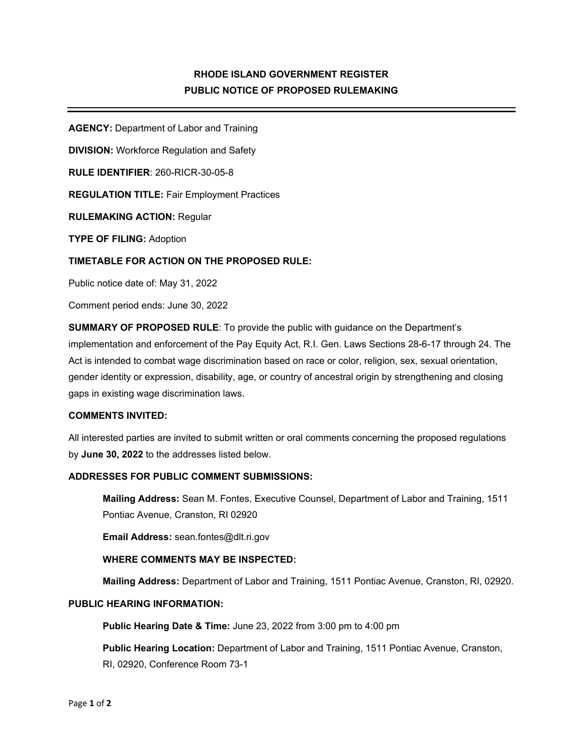# RHODE ISLAND GOVERNMENT REGISTER
## PUBLIC NOTICE OF PROPOSED RULEMAKING

---

**AGENCY:** Department of Labor and Training

**DIVISION:** Workforce Regulation and Safety

**RULE IDENTIFIER**: 260-RICR-30-05-8

**REGULATION TITLE:** Fair Employment Practices

**RULEMAKING ACTION:** Regular

**TYPE OF FILING:** Adoption

**TIMETABLE FOR ACTION ON THE PROPOSED RULE:**

Public notice date of: May 31, 2022

Comment period ends: June 30, 2022

**SUMMARY OF PROPOSED RULE**: To provide the public with guidance on the Department's implementation and enforcement of the Pay Equity Act, R.I. Gen. Laws Sections 28-6-17 through 24. The Act is intended to combat wage discrimination based on race or color, religion, sex, sexual orientation, gender identity or expression, disability, age, or country of ancestral origin by strengthening and closing gaps in existing wage discrimination laws.

**COMMENTS INVITED:**

All interested parties are invited to submit written or oral comments concerning the proposed regulations by **June 30, 2022** to the addresses listed below.

**ADDRESSES FOR PUBLIC COMMENT SUBMISSIONS:**

**Mailing Address:** Sean M. Fontes, Executive Counsel, Department of Labor and Training, 1511 Pontiac Avenue, Cranston, RI 02920

**Email Address:** sean.fontes@dlt.ri.gov

**WHERE COMMENTS MAY BE INSPECTED:**

**Mailing Address:** Department of Labor and Training, 1511 Pontiac Avenue, Cranston, RI, 02920.

**PUBLIC HEARING INFORMATION:**

**Public Hearing Date & Time:** June 23, 2022 from 3:00 pm to 4:00 pm

**Public Hearing Location:** Department of Labor and Training, 1511 Pontiac Avenue, Cranston, RI, 02920, Conference Room 73-1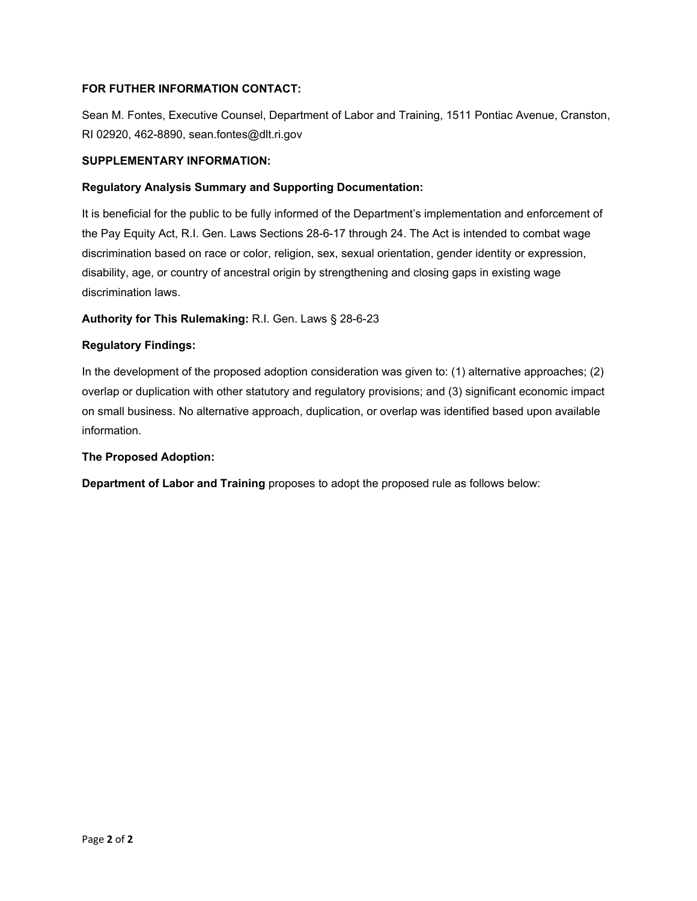**FOR FUTHER INFORMATION CONTACT:**

Sean M. Fontes, Executive Counsel, Department of Labor and Training, 1511 Pontiac Avenue, Cranston, RI 02920, 462-8890, sean.fontes@dlt.ri.gov

**SUPPLEMENTARY INFORMATION:**

**Regulatory Analysis Summary and Supporting Documentation:**

It is beneficial for the public to be fully informed of the Department's implementation and enforcement of the Pay Equity Act, R.I. Gen. Laws Sections 28-6-17 through 24. The Act is intended to combat wage discrimination based on race or color, religion, sex, sexual orientation, gender identity or expression, disability, age, or country of ancestral origin by strengthening and closing gaps in existing wage discrimination laws.

**Authority for This Rulemaking:** R.I. Gen. Laws § 28-6-23

**Regulatory Findings:**

In the development of the proposed adoption consideration was given to: (1) alternative approaches; (2) overlap or duplication with other statutory and regulatory provisions; and (3) significant economic impact on small business. No alternative approach, duplication, or overlap was identified based upon available information.

**The Proposed Adoption:**

**Department of Labor and Training** proposes to adopt the proposed rule as follows below: